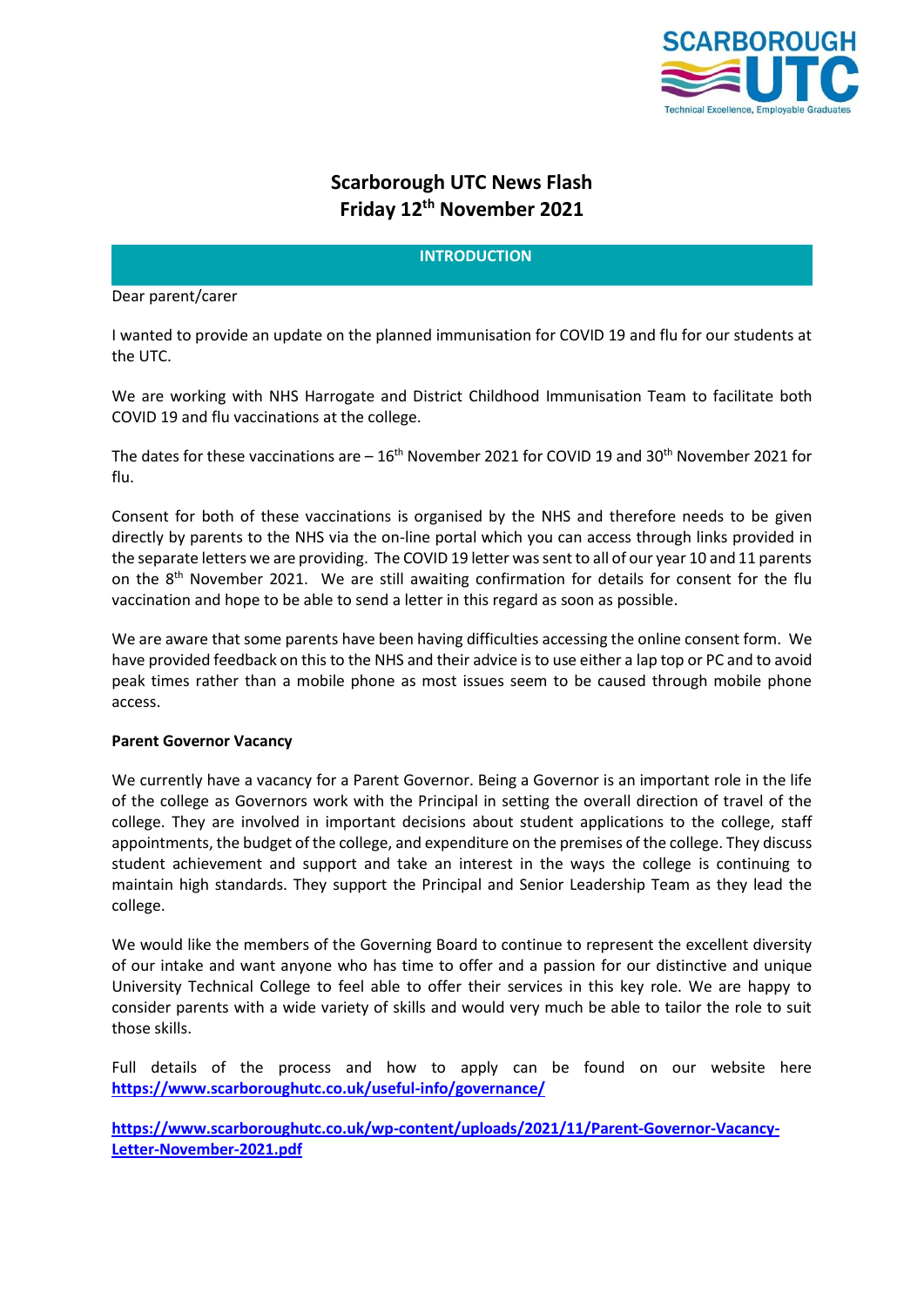# Scarborough UTC News Flash
# Friday 12th November 2021

## INTRODUCTION

Dear parent/carer

I wanted to provide an update on the planned immunisation for COVID 19 and flu for our students at the UTC.

We are working with NHS Harrogate and District Childhood Immunisation Team to facilitate both COVID 19 and flu vaccinations at the college.

The dates for these vaccinations are – 16th November 2021 for COVID 19 and 30th November 2021 for flu.

Consent for both of these vaccinations is organised by the NHS and therefore needs to be given directly by parents to the NHS via the on-line portal which you can access through links provided in the separate letters we are providing. The COVID 19 letter was sent to all of our year 10 and 11 parents on the 8th November 2021. We are still awaiting confirmation for details for consent for the flu vaccination and hope to be able to send a letter in this regard as soon as possible.

We are aware that some parents have been having difficulties accessing the online consent form. We have provided feedback on this to the NHS and their advice is to use either a lap top or PC and to avoid peak times rather than a mobile phone as most issues seem to be caused through mobile phone access.

**Parent Governor Vacancy**

We currently have a vacancy for a Parent Governor. Being a Governor is an important role in the life of the college as Governors work with the Principal in setting the overall direction of travel of the college. They are involved in important decisions about student applications to the college, staff appointments, the budget of the college, and expenditure on the premises of the college. They discuss student achievement and support and take an interest in the ways the college is continuing to maintain high standards. They support the Principal and Senior Leadership Team as they lead the college.

We would like the members of the Governing Board to continue to represent the excellent diversity of our intake and want anyone who has time to offer and a passion for our distinctive and unique University Technical College to feel able to offer their services in this key role. We are happy to consider parents with a wide variety of skills and would very much be able to tailor the role to suit those skills.

Full details of the process and how to apply can be found on our website here **https://www.scarboroughutc.co.uk/useful-info/governance/**

**https://www.scarboroughutc.co.uk/wp-content/uploads/2021/11/Parent-Governor-Vacancy-Letter-November-2021.pdf**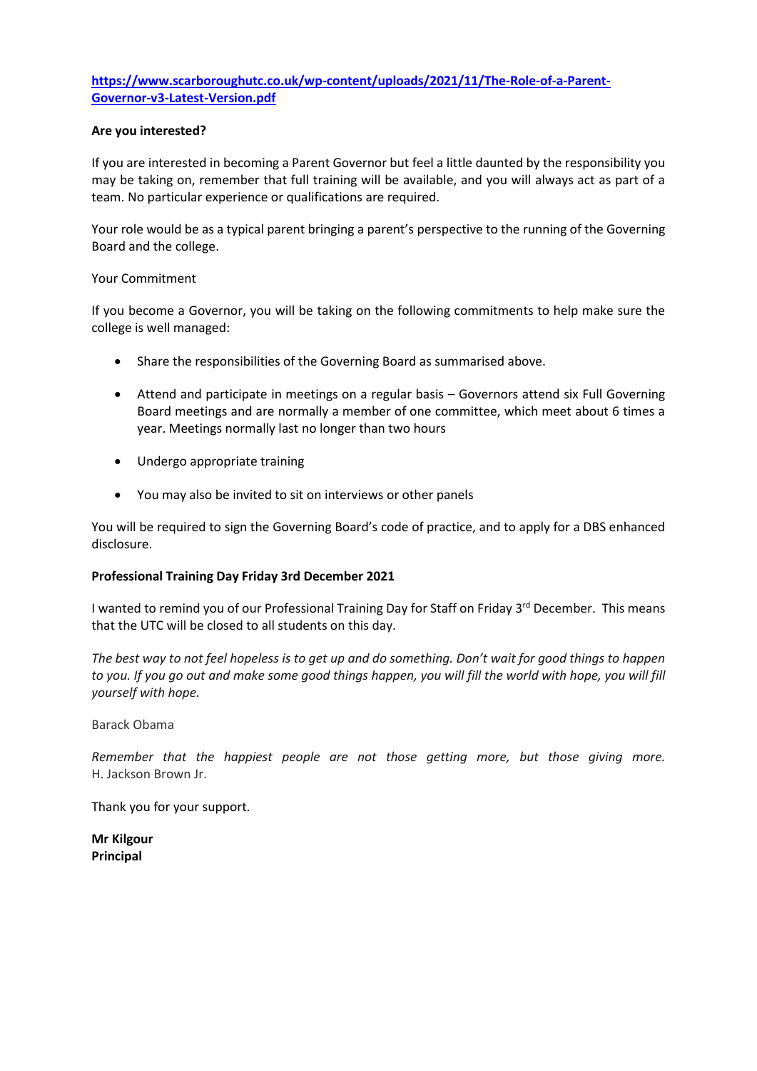**https://www.scarboroughutc.co.uk/wp-content/uploads/2021/11/The-Role-of-a-Parent-Governor-v3-Latest-Version.pdf**

**Are you interested?**

If you are interested in becoming a Parent Governor but feel a little daunted by the responsibility you may be taking on, remember that full training will be available, and you will always act as part of a team. No particular experience or qualifications are required.

Your role would be as a typical parent bringing a parent's perspective to the running of the Governing Board and the college.

Your Commitment

If you become a Governor, you will be taking on the following commitments to help make sure the college is well managed:

- Share the responsibilities of the Governing Board as summarised above.
- Attend and participate in meetings on a regular basis – Governors attend six Full Governing Board meetings and are normally a member of one committee, which meet about 6 times a year. Meetings normally last no longer than two hours
- Undergo appropriate training
- You may also be invited to sit on interviews or other panels

You will be required to sign the Governing Board's code of practice, and to apply for a DBS enhanced disclosure.

**Professional Training Day Friday 3rd December 2021**

I wanted to remind you of our Professional Training Day for Staff on Friday 3rd December. This means that the UTC will be closed to all students on this day.

*The best way to not feel hopeless is to get up and do something. Don't wait for good things to happen to you. If you go out and make some good things happen, you will fill the world with hope, you will fill yourself with hope.*

Barack Obama

*Remember that the happiest people are not those getting more, but those giving more.* H. Jackson Brown Jr.

Thank you for your support.

**Mr Kilgour**
**Principal**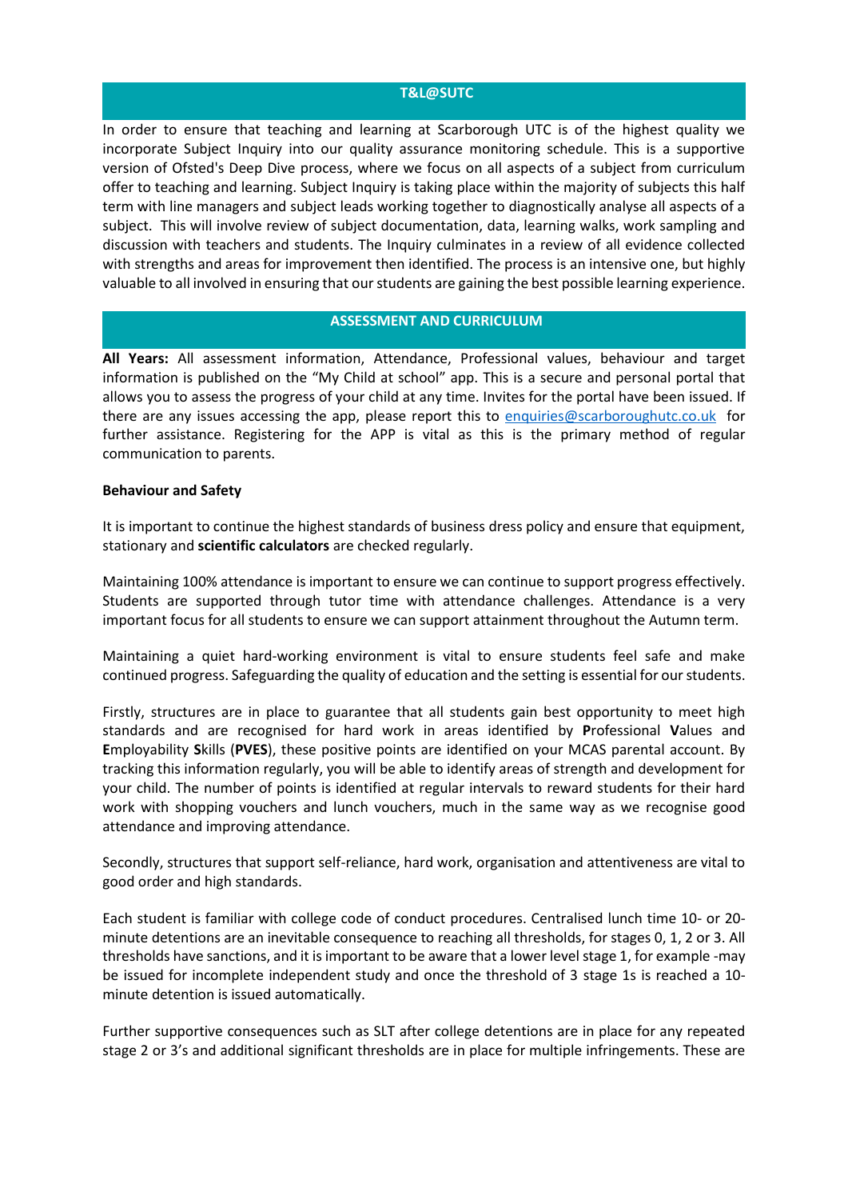## T&L@SUTC

In order to ensure that teaching and learning at Scarborough UTC is of the highest quality we incorporate Subject Inquiry into our quality assurance monitoring schedule. This is a supportive version of Ofsted's Deep Dive process, where we focus on all aspects of a subject from curriculum offer to teaching and learning. Subject Inquiry is taking place within the majority of subjects this half term with line managers and subject leads working together to diagnostically analyse all aspects of a subject. This will involve review of subject documentation, data, learning walks, work sampling and discussion with teachers and students. The Inquiry culminates in a review of all evidence collected with strengths and areas for improvement then identified. The process is an intensive one, but highly valuable to all involved in ensuring that our students are gaining the best possible learning experience.

## ASSESSMENT AND CURRICULUM

**All Years:** All assessment information, Attendance, Professional values, behaviour and target information is published on the "My Child at school" app. This is a secure and personal portal that allows you to assess the progress of your child at any time. Invites for the portal have been issued. If there are any issues accessing the app, please report this to enquiries@scarboroughutc.co.uk for further assistance. Registering for the APP is vital as this is the primary method of regular communication to parents.

**Behaviour and Safety**

It is important to continue the highest standards of business dress policy and ensure that equipment, stationary and **scientific calculators** are checked regularly.

Maintaining 100% attendance is important to ensure we can continue to support progress effectively. Students are supported through tutor time with attendance challenges. Attendance is a very important focus for all students to ensure we can support attainment throughout the Autumn term.

Maintaining a quiet hard-working environment is vital to ensure students feel safe and make continued progress. Safeguarding the quality of education and the setting is essential for our students.

Firstly, structures are in place to guarantee that all students gain best opportunity to meet high standards and are recognised for hard work in areas identified by **P**rofessional **V**alues and **E**mployability **S**kills (**PVES**), these positive points are identified on your MCAS parental account. By tracking this information regularly, you will be able to identify areas of strength and development for your child. The number of points is identified at regular intervals to reward students for their hard work with shopping vouchers and lunch vouchers, much in the same way as we recognise good attendance and improving attendance.

Secondly, structures that support self-reliance, hard work, organisation and attentiveness are vital to good order and high standards.

Each student is familiar with college code of conduct procedures. Centralised lunch time 10- or 20-minute detentions are an inevitable consequence to reaching all thresholds, for stages 0, 1, 2 or 3. All thresholds have sanctions, and it is important to be aware that a lower level stage 1, for example -may be issued for incomplete independent study and once the threshold of 3 stage 1s is reached a 10-minute detention is issued automatically.

Further supportive consequences such as SLT after college detentions are in place for any repeated stage 2 or 3's and additional significant thresholds are in place for multiple infringements. These are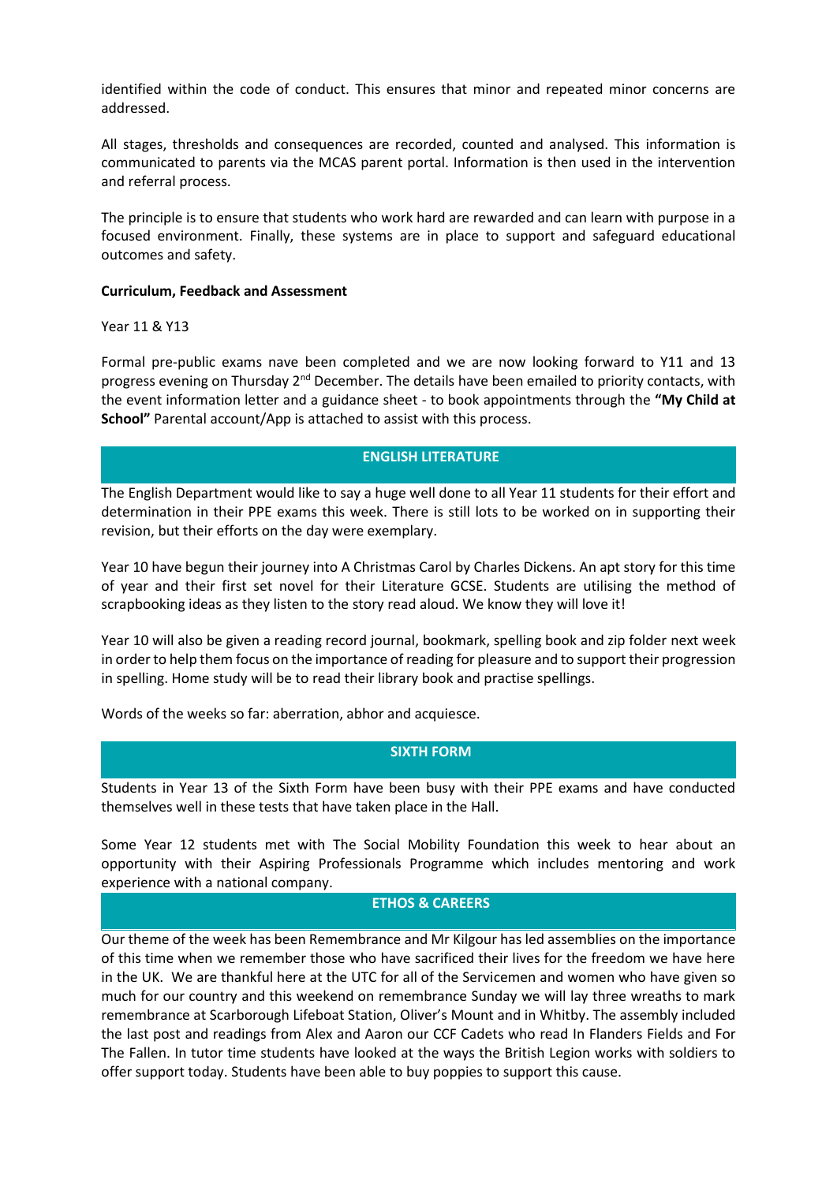identified within the code of conduct. This ensures that minor and repeated minor concerns are addressed.

All stages, thresholds and consequences are recorded, counted and analysed. This information is communicated to parents via the MCAS parent portal. Information is then used in the intervention and referral process.

The principle is to ensure that students who work hard are rewarded and can learn with purpose in a focused environment. Finally, these systems are in place to support and safeguard educational outcomes and safety.

**Curriculum, Feedback and Assessment**

Year 11 & Y13

Formal pre-public exams nave been completed and we are now looking forward to Y11 and 13 progress evening on Thursday 2nd December. The details have been emailed to priority contacts, with the event information letter and a guidance sheet - to book appointments through the **"My Child at School"** Parental account/App is attached to assist with this process.

## ENGLISH LITERATURE

The English Department would like to say a huge well done to all Year 11 students for their effort and determination in their PPE exams this week. There is still lots to be worked on in supporting their revision, but their efforts on the day were exemplary.

Year 10 have begun their journey into A Christmas Carol by Charles Dickens. An apt story for this time of year and their first set novel for their Literature GCSE. Students are utilising the method of scrapbooking ideas as they listen to the story read aloud. We know they will love it!

Year 10 will also be given a reading record journal, bookmark, spelling book and zip folder next week in order to help them focus on the importance of reading for pleasure and to support their progression in spelling. Home study will be to read their library book and practise spellings.

Words of the weeks so far: aberration, abhor and acquiesce.

## SIXTH FORM

Students in Year 13 of the Sixth Form have been busy with their PPE exams and have conducted themselves well in these tests that have taken place in the Hall.

Some Year 12 students met with The Social Mobility Foundation this week to hear about an opportunity with their Aspiring Professionals Programme which includes mentoring and work experience with a national company.

## ETHOS & CAREERS

Our theme of the week has been Remembrance and Mr Kilgour has led assemblies on the importance of this time when we remember those who have sacrificed their lives for the freedom we have here in the UK. We are thankful here at the UTC for all of the Servicemen and women who have given so much for our country and this weekend on remembrance Sunday we will lay three wreaths to mark remembrance at Scarborough Lifeboat Station, Oliver's Mount and in Whitby. The assembly included the last post and readings from Alex and Aaron our CCF Cadets who read In Flanders Fields and For The Fallen. In tutor time students have looked at the ways the British Legion works with soldiers to offer support today. Students have been able to buy poppies to support this cause.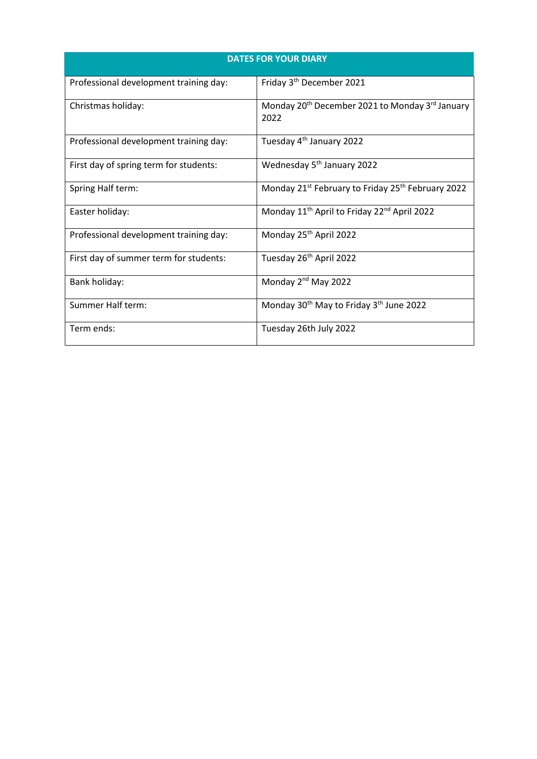| DATES FOR YOUR DIARY | |
|---|---|
| Professional development training day: | Friday 3th December 2021 |
| Christmas holiday: | Monday 20th December 2021 to Monday 3rd January 2022 |
| Professional development training day: | Tuesday 4th January 2022 |
| First day of spring term for students: | Wednesday 5th January 2022 |
| Spring Half term: | Monday 21st February to Friday 25th February 2022 |
| Easter holiday: | Monday 11th April to Friday 22nd April 2022 |
| Professional development training day: | Monday 25th April 2022 |
| First day of summer term for students: | Tuesday 26th April 2022 |
| Bank holiday: | Monday 2nd May 2022 |
| Summer Half term: | Monday 30th May to Friday 3th June 2022 |
| Term ends: | Tuesday 26th July 2022 |